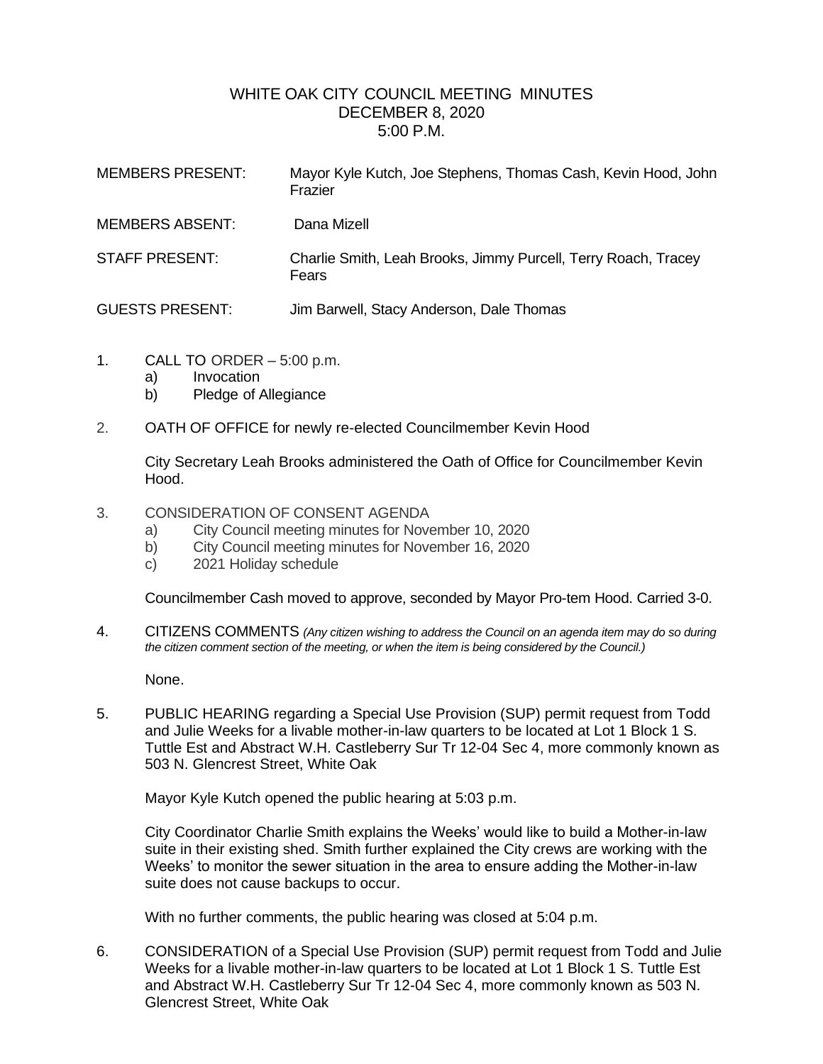# WHITE OAK CITY COUNCIL MEETING MINUTES
## DECEMBER 8, 2020
## 5:00 P.M.

MEMBERS PRESENT: Mayor Kyle Kutch, Joe Stephens, Thomas Cash, Kevin Hood, John Frazier

MEMBERS ABSENT: Dana Mizell

STAFF PRESENT: Charlie Smith, Leah Brooks, Jimmy Purcell, Terry Roach, Tracey Fears

GUESTS PRESENT: Jim Barwell, Stacy Anderson, Dale Thomas

1. CALL TO ORDER – 5:00 p.m.
   a) Invocation
   b) Pledge of Allegiance

2. OATH OF OFFICE for newly re-elected Councilmember Kevin Hood

   City Secretary Leah Brooks administered the Oath of Office for Councilmember Kevin Hood.

3. CONSIDERATION OF CONSENT AGENDA
   a) City Council meeting minutes for November 10, 2020
   b) City Council meeting minutes for November 16, 2020
   c) 2021 Holiday schedule

   Councilmember Cash moved to approve, seconded by Mayor Pro-tem Hood. Carried 3-0.

4. CITIZENS COMMENTS *(Any citizen wishing to address the Council on an agenda item may do so during the citizen comment section of the meeting, or when the item is being considered by the Council.)*

   None.

5. PUBLIC HEARING regarding a Special Use Provision (SUP) permit request from Todd and Julie Weeks for a livable mother-in-law quarters to be located at Lot 1 Block 1 S. Tuttle Est and Abstract W.H. Castleberry Sur Tr 12-04 Sec 4, more commonly known as 503 N. Glencrest Street, White Oak

   Mayor Kyle Kutch opened the public hearing at 5:03 p.m.

   City Coordinator Charlie Smith explains the Weeks' would like to build a Mother-in-law suite in their existing shed. Smith further explained the City crews are working with the Weeks' to monitor the sewer situation in the area to ensure adding the Mother-in-law suite does not cause backups to occur.

   With no further comments, the public hearing was closed at 5:04 p.m.

6. CONSIDERATION of a Special Use Provision (SUP) permit request from Todd and Julie Weeks for a livable mother-in-law quarters to be located at Lot 1 Block 1 S. Tuttle Est and Abstract W.H. Castleberry Sur Tr 12-04 Sec 4, more commonly known as 503 N. Glencrest Street, White Oak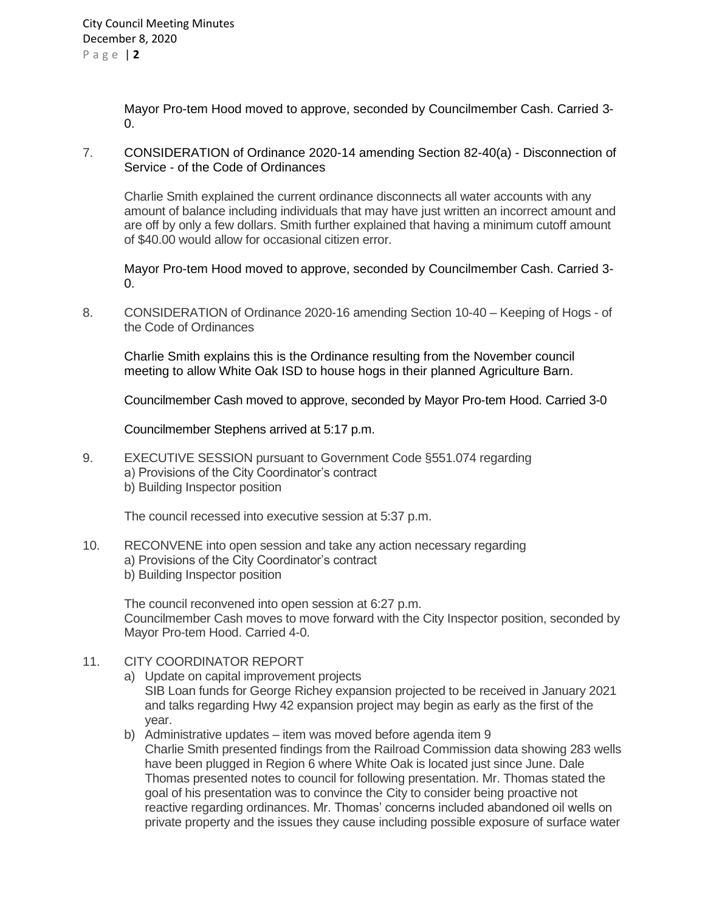Mayor Pro-tem Hood moved to approve, seconded by Councilmember Cash. Carried 3-0.

7. CONSIDERATION of Ordinance 2020-14 amending Section 82-40(a) - Disconnection of Service - of the Code of Ordinances

   Charlie Smith explained the current ordinance disconnects all water accounts with any amount of balance including individuals that may have just written an incorrect amount and are off by only a few dollars. Smith further explained that having a minimum cutoff amount of $40.00 would allow for occasional citizen error.

   Mayor Pro-tem Hood moved to approve, seconded by Councilmember Cash. Carried 3-0.

8. CONSIDERATION of Ordinance 2020-16 amending Section 10-40 – Keeping of Hogs - of the Code of Ordinances

   Charlie Smith explains this is the Ordinance resulting from the November council meeting to allow White Oak ISD to house hogs in their planned Agriculture Barn.

   Councilmember Cash moved to approve, seconded by Mayor Pro-tem Hood. Carried 3-0

   Councilmember Stephens arrived at 5:17 p.m.

9. EXECUTIVE SESSION pursuant to Government Code §551.074 regarding
   a) Provisions of the City Coordinator's contract
   b) Building Inspector position

   The council recessed into executive session at 5:37 p.m.

10. RECONVENE into open session and take any action necessary regarding
    a) Provisions of the City Coordinator's contract
    b) Building Inspector position

    The council reconvened into open session at 6:27 p.m.
    Councilmember Cash moves to move forward with the City Inspector position, seconded by Mayor Pro-tem Hood. Carried 4-0.

11. CITY COORDINATOR REPORT
    a) Update on capital improvement projects
       SIB Loan funds for George Richey expansion projected to be received in January 2021 and talks regarding Hwy 42 expansion project may begin as early as the first of the year.
    b) Administrative updates – item was moved before agenda item 9
       Charlie Smith presented findings from the Railroad Commission data showing 283 wells have been plugged in Region 6 where White Oak is located just since June. Dale Thomas presented notes to council for following presentation. Mr. Thomas stated the goal of his presentation was to convince the City to consider being proactive not reactive regarding ordinances. Mr. Thomas' concerns included abandoned oil wells on private property and the issues they cause including possible exposure of surface water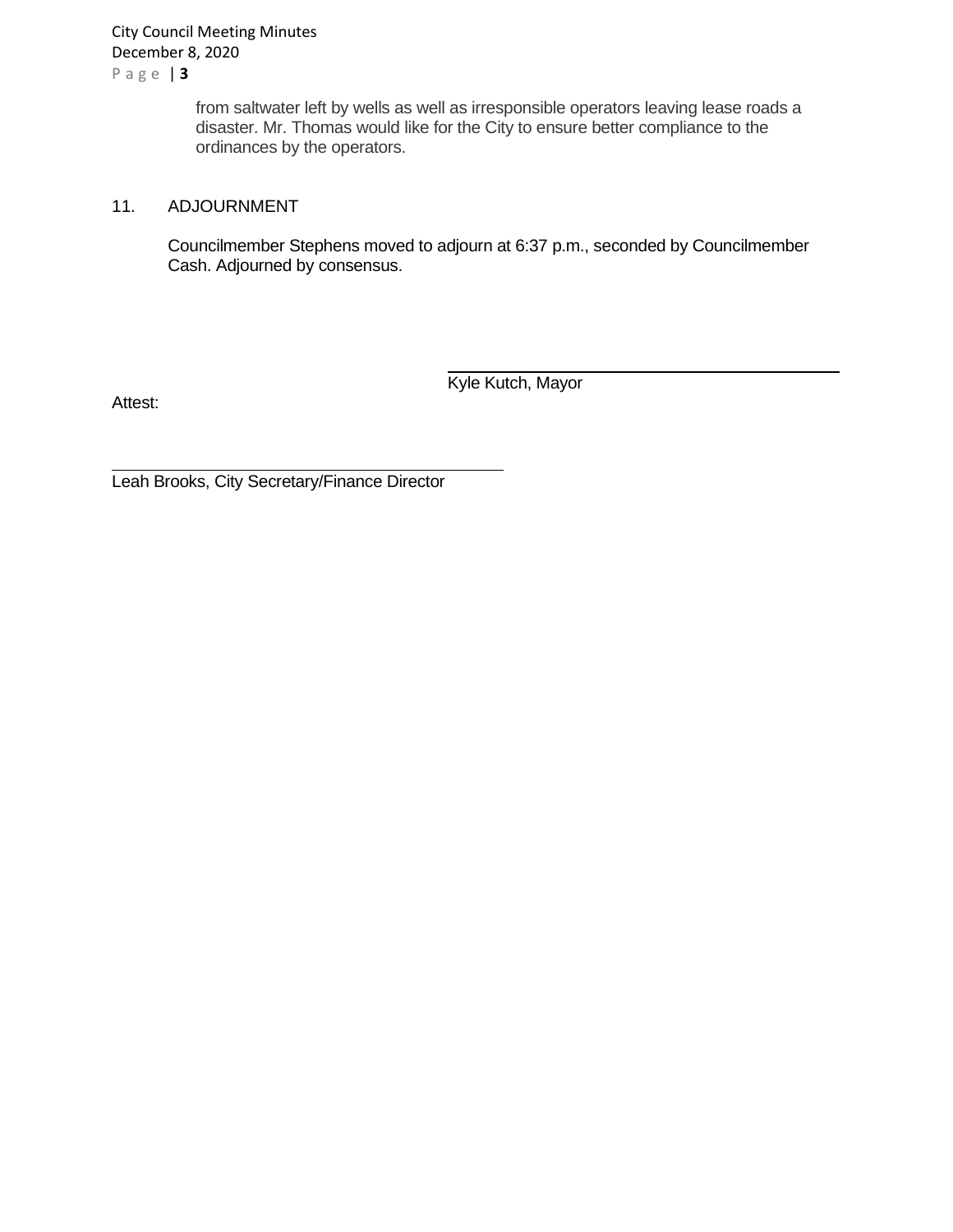from saltwater left by wells as well as irresponsible operators leaving lease roads a disaster. Mr. Thomas would like for the City to ensure better compliance to the ordinances by the operators.

## 11. ADJOURNMENT

Councilmember Stephens moved to adjourn at 6:37 p.m., seconded by Councilmember Cash. Adjourned by consensus.

\_\_\_\_\_\_\_\_\_\_\_\_\_\_\_\_\_\_\_\_\_\_\_\_\_\_\_\_\_\_\_\_\_\_\_\_\_\_\_\_

Kyle Kutch, Mayor

Attest:

\_\_\_\_\_\_\_\_\_\_\_\_\_\_\_\_\_\_\_\_\_\_\_\_\_\_\_\_\_\_\_\_\_\_\_\_\_\_\_\_

Leah Brooks, City Secretary/Finance Director